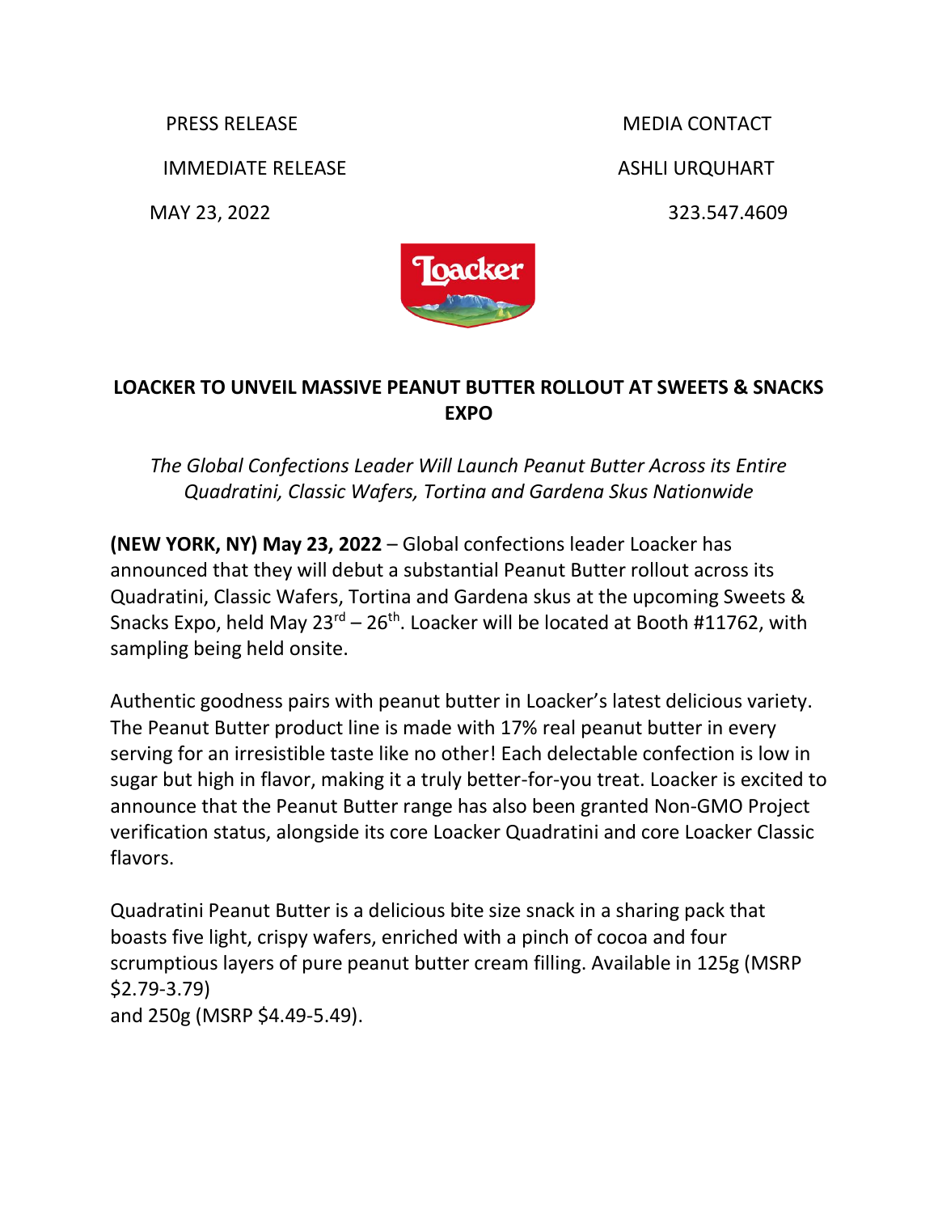PRESS RELEASE

IMMEDIATE RELEASE

MAY 23, 2022

MEDIA CONTACT

ASHLI URQUHART

323.547.4609

# LOACKER TO UNVEIL MASSIVE PEANUT BUTTER ROLLOUT AT SWEETS & SNACKS EXPO

*The Global Confections Leader Will Launch Peanut Butter Across its Entire Quadratini, Classic Wafers, Tortina and Gardena Skus Nationwide*

**(NEW YORK, NY) May 23, 2022** – Global confections leader Loacker has announced that they will debut a substantial Peanut Butter rollout across its Quadratini, Classic Wafers, Tortina and Gardena skus at the upcoming Sweets & Snacks Expo, held May 23rd – 26th. Loacker will be located at Booth #11762, with sampling being held onsite.

Authentic goodness pairs with peanut butter in Loacker's latest delicious variety. The Peanut Butter product line is made with 17% real peanut butter in every serving for an irresistible taste like no other! Each delectable confection is low in sugar but high in flavor, making it a truly better-for-you treat. Loacker is excited to announce that the Peanut Butter range has also been granted Non-GMO Project verification status, alongside its core Loacker Quadratini and core Loacker Classic flavors.

Quadratini Peanut Butter is a delicious bite size snack in a sharing pack that boasts five light, crispy wafers, enriched with a pinch of cocoa and four scrumptious layers of pure peanut butter cream filling. Available in 125g (MSRP $2.79-3.79)
and 250g (MSRP $4.49-5.49).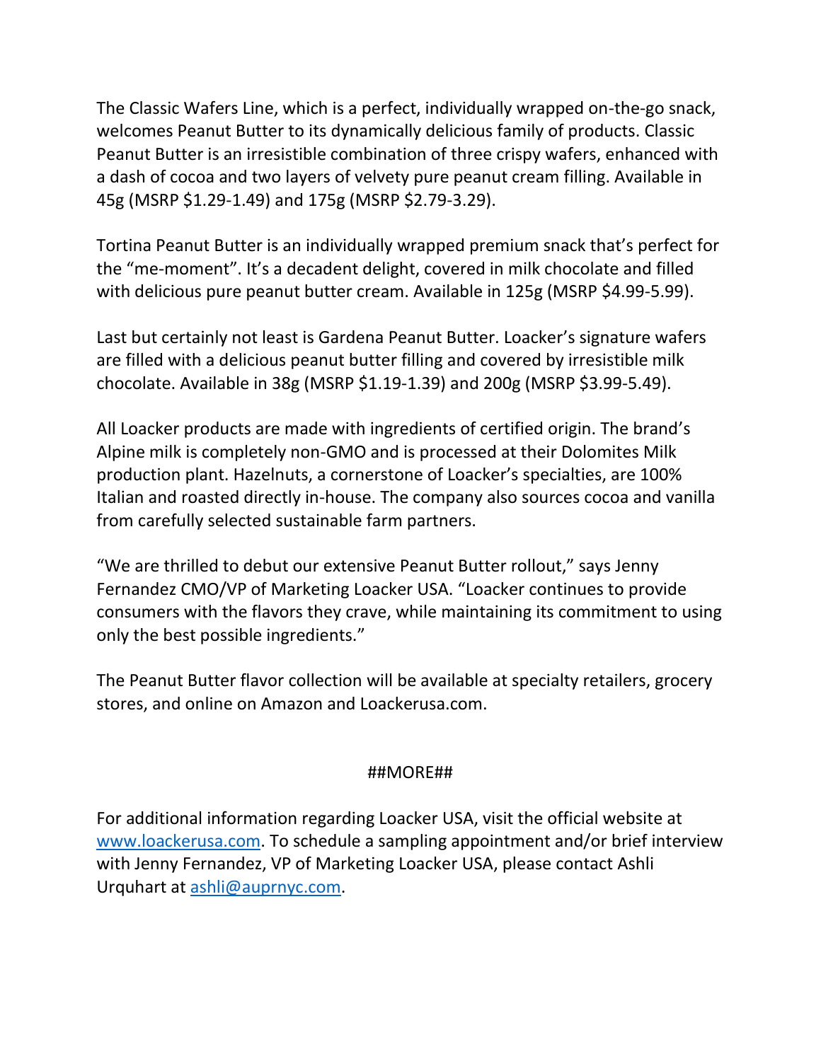The Classic Wafers Line, which is a perfect, individually wrapped on-the-go snack, welcomes Peanut Butter to its dynamically delicious family of products. Classic Peanut Butter is an irresistible combination of three crispy wafers, enhanced with a dash of cocoa and two layers of velvety pure peanut cream filling. Available in 45g (MSRP $1.29-1.49) and 175g (MSRP $2.79-3.29).

Tortina Peanut Butter is an individually wrapped premium snack that's perfect for the "me-moment". It's a decadent delight, covered in milk chocolate and filled with delicious pure peanut butter cream. Available in 125g (MSRP $4.99-5.99).

Last but certainly not least is Gardena Peanut Butter. Loacker's signature wafers are filled with a delicious peanut butter filling and covered by irresistible milk chocolate. Available in 38g (MSRP $1.19-1.39) and 200g (MSRP $3.99-5.49).

All Loacker products are made with ingredients of certified origin. The brand's Alpine milk is completely non-GMO and is processed at their Dolomites Milk production plant. Hazelnuts, a cornerstone of Loacker's specialties, are 100% Italian and roasted directly in-house. The company also sources cocoa and vanilla from carefully selected sustainable farm partners.

"We are thrilled to debut our extensive Peanut Butter rollout," says Jenny Fernandez CMO/VP of Marketing Loacker USA. "Loacker continues to provide consumers with the flavors they crave, while maintaining its commitment to using only the best possible ingredients."

The Peanut Butter flavor collection will be available at specialty retailers, grocery stores, and online on Amazon and Loackerusa.com.

##MORE##

For additional information regarding Loacker USA, visit the official website at www.loackerusa.com. To schedule a sampling appointment and/or brief interview with Jenny Fernandez, VP of Marketing Loacker USA, please contact Ashli Urquhart at ashli@auprnyc.com.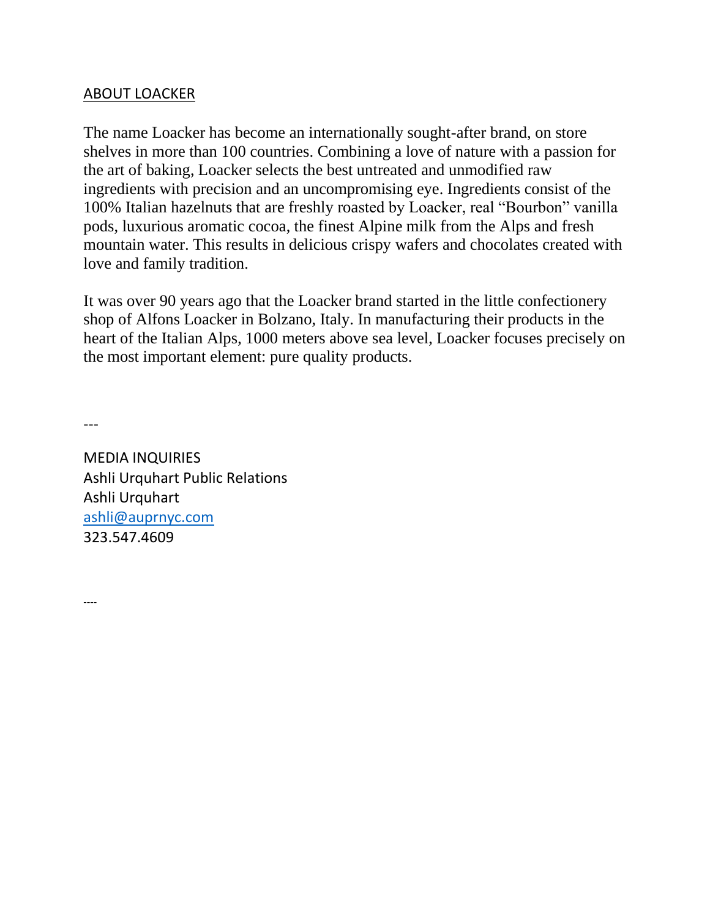ABOUT LOACKER

The name Loacker has become an internationally sought-after brand, on store shelves in more than 100 countries. Combining a love of nature with a passion for the art of baking, Loacker selects the best untreated and unmodified raw ingredients with precision and an uncompromising eye. Ingredients consist of the 100% Italian hazelnuts that are freshly roasted by Loacker, real "Bourbon" vanilla pods, luxurious aromatic cocoa, the finest Alpine milk from the Alps and fresh mountain water. This results in delicious crispy wafers and chocolates created with love and family tradition.

It was over 90 years ago that the Loacker brand started in the little confectionery shop of Alfons Loacker in Bolzano, Italy. In manufacturing their products in the heart of the Italian Alps, 1000 meters above sea level, Loacker focuses precisely on the most important element: pure quality products.

---

MEDIA INQUIRIES
Ashli Urquhart Public Relations
Ashli Urquhart
ashli@auprnyc.com
323.547.4609

----